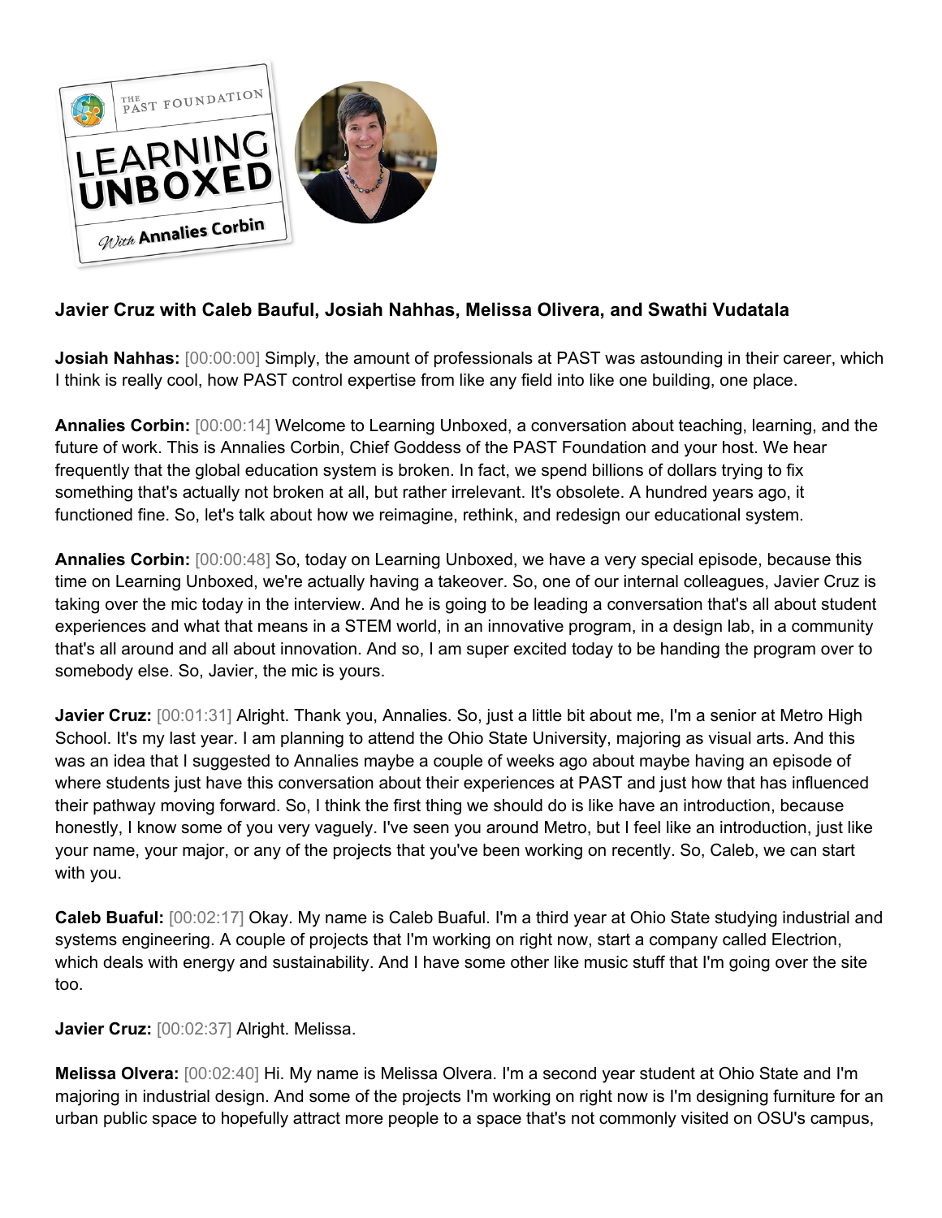**Javier Cruz with Caleb Bauful, Josiah Nahhas, Melissa Olivera, and Swathi Vudatala**

**Josiah Nahhas:** [00:00:00] Simply, the amount of professionals at PAST was astounding in their career, which I think is really cool, how PAST control expertise from like any field into like one building, one place.

**Annalies Corbin:** [00:00:14] Welcome to Learning Unboxed, a conversation about teaching, learning, and the future of work. This is Annalies Corbin, Chief Goddess of the PAST Foundation and your host. We hear frequently that the global education system is broken. In fact, we spend billions of dollars trying to fix something that's actually not broken at all, but rather irrelevant. It's obsolete. A hundred years ago, it functioned fine. So, let's talk about how we reimagine, rethink, and redesign our educational system.

**Annalies Corbin:** [00:00:48] So, today on Learning Unboxed, we have a very special episode, because this time on Learning Unboxed, we're actually having a takeover. So, one of our internal colleagues, Javier Cruz is taking over the mic today in the interview. And he is going to be leading a conversation that's all about student experiences and what that means in a STEM world, in an innovative program, in a design lab, in a community that's all around and all about innovation. And so, I am super excited today to be handing the program over to somebody else. So, Javier, the mic is yours.

**Javier Cruz:** [00:01:31] Alright. Thank you, Annalies. So, just a little bit about me, I'm a senior at Metro High School. It's my last year. I am planning to attend the Ohio State University, majoring as visual arts. And this was an idea that I suggested to Annalies maybe a couple of weeks ago about maybe having an episode of where students just have this conversation about their experiences at PAST and just how that has influenced their pathway moving forward. So, I think the first thing we should do is like have an introduction, because honestly, I know some of you very vaguely. I've seen you around Metro, but I feel like an introduction, just like your name, your major, or any of the projects that you've been working on recently. So, Caleb, we can start with you.

**Caleb Buaful:** [00:02:17] Okay. My name is Caleb Buaful. I'm a third year at Ohio State studying industrial and systems engineering. A couple of projects that I'm working on right now, start a company called Electrion, which deals with energy and sustainability. And I have some other like music stuff that I'm going over the site too.

**Javier Cruz:** [00:02:37] Alright. Melissa.

**Melissa Olvera:** [00:02:40] Hi. My name is Melissa Olvera. I'm a second year student at Ohio State and I'm majoring in industrial design. And some of the projects I'm working on right now is I'm designing furniture for an urban public space to hopefully attract more people to a space that's not commonly visited on OSU's campus,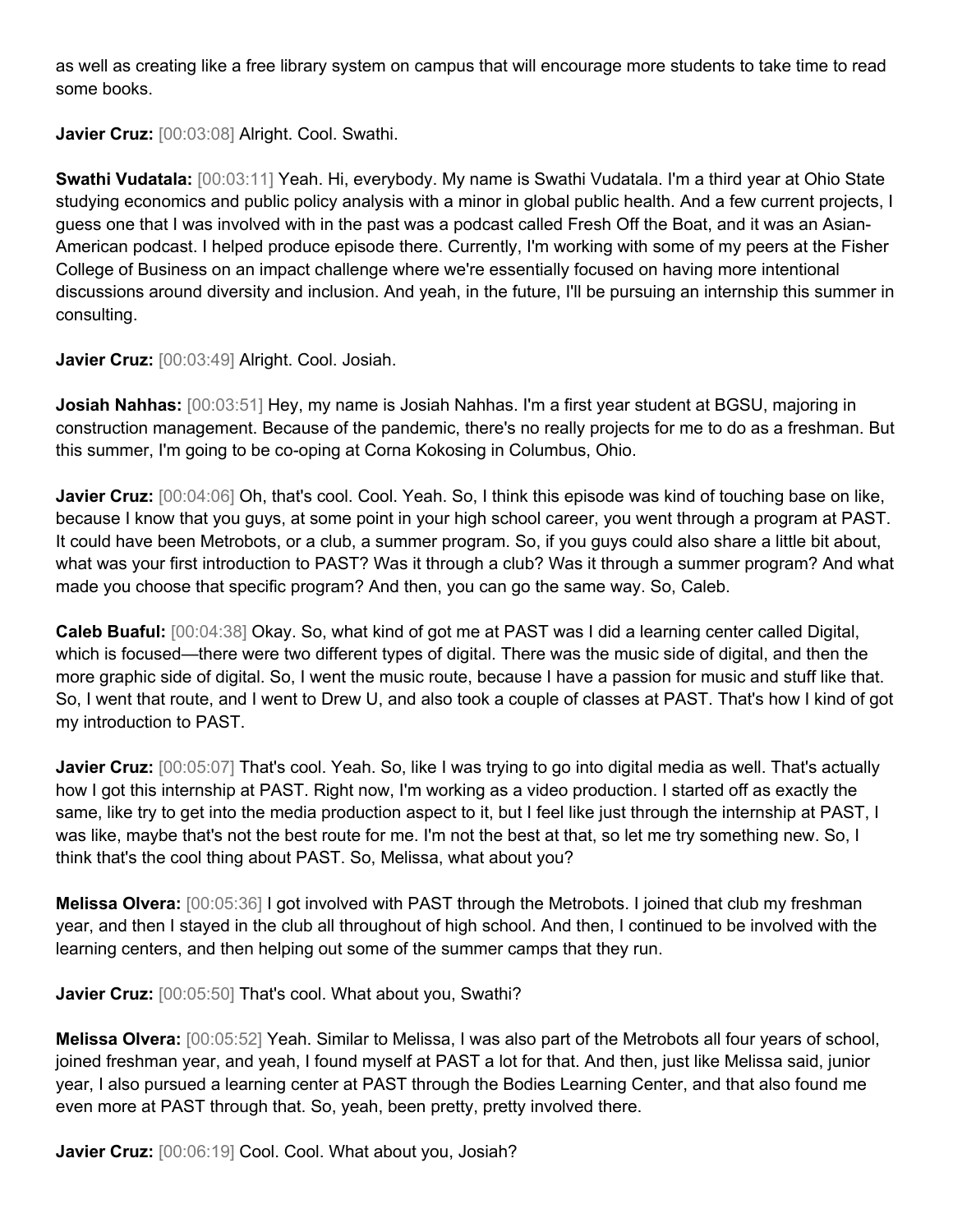as well as creating like a free library system on campus that will encourage more students to take time to read some books.

**Javier Cruz:** [00:03:08] Alright. Cool. Swathi.

**Swathi Vudatala:** [00:03:11] Yeah. Hi, everybody. My name is Swathi Vudatala. I'm a third year at Ohio State studying economics and public policy analysis with a minor in global public health. And a few current projects, I guess one that I was involved with in the past was a podcast called Fresh Off the Boat, and it was an Asian-American podcast. I helped produce episode there. Currently, I'm working with some of my peers at the Fisher College of Business on an impact challenge where we're essentially focused on having more intentional discussions around diversity and inclusion. And yeah, in the future, I'll be pursuing an internship this summer in consulting.

**Javier Cruz:** [00:03:49] Alright. Cool. Josiah.

**Josiah Nahhas:** [00:03:51] Hey, my name is Josiah Nahhas. I'm a first year student at BGSU, majoring in construction management. Because of the pandemic, there's no really projects for me to do as a freshman. But this summer, I'm going to be co-oping at Corna Kokosing in Columbus, Ohio.

**Javier Cruz:** [00:04:06] Oh, that's cool. Cool. Yeah. So, I think this episode was kind of touching base on like, because I know that you guys, at some point in your high school career, you went through a program at PAST. It could have been Metrobots, or a club, a summer program. So, if you guys could also share a little bit about, what was your first introduction to PAST? Was it through a club? Was it through a summer program? And what made you choose that specific program? And then, you can go the same way. So, Caleb.

**Caleb Buaful:** [00:04:38] Okay. So, what kind of got me at PAST was I did a learning center called Digital, which is focused—there were two different types of digital. There was the music side of digital, and then the more graphic side of digital. So, I went the music route, because I have a passion for music and stuff like that. So, I went that route, and I went to Drew U, and also took a couple of classes at PAST. That's how I kind of got my introduction to PAST.

**Javier Cruz:** [00:05:07] That's cool. Yeah. So, like I was trying to go into digital media as well. That's actually how I got this internship at PAST. Right now, I'm working as a video production. I started off as exactly the same, like try to get into the media production aspect to it, but I feel like just through the internship at PAST, I was like, maybe that's not the best route for me. I'm not the best at that, so let me try something new. So, I think that's the cool thing about PAST. So, Melissa, what about you?

**Melissa Olvera:** [00:05:36] I got involved with PAST through the Metrobots. I joined that club my freshman year, and then I stayed in the club all throughout of high school. And then, I continued to be involved with the learning centers, and then helping out some of the summer camps that they run.

**Javier Cruz:** [00:05:50] That's cool. What about you, Swathi?

**Melissa Olvera:** [00:05:52] Yeah. Similar to Melissa, I was also part of the Metrobots all four years of school, joined freshman year, and yeah, I found myself at PAST a lot for that. And then, just like Melissa said, junior year, I also pursued a learning center at PAST through the Bodies Learning Center, and that also found me even more at PAST through that. So, yeah, been pretty, pretty involved there.

**Javier Cruz:** [00:06:19] Cool. Cool. What about you, Josiah?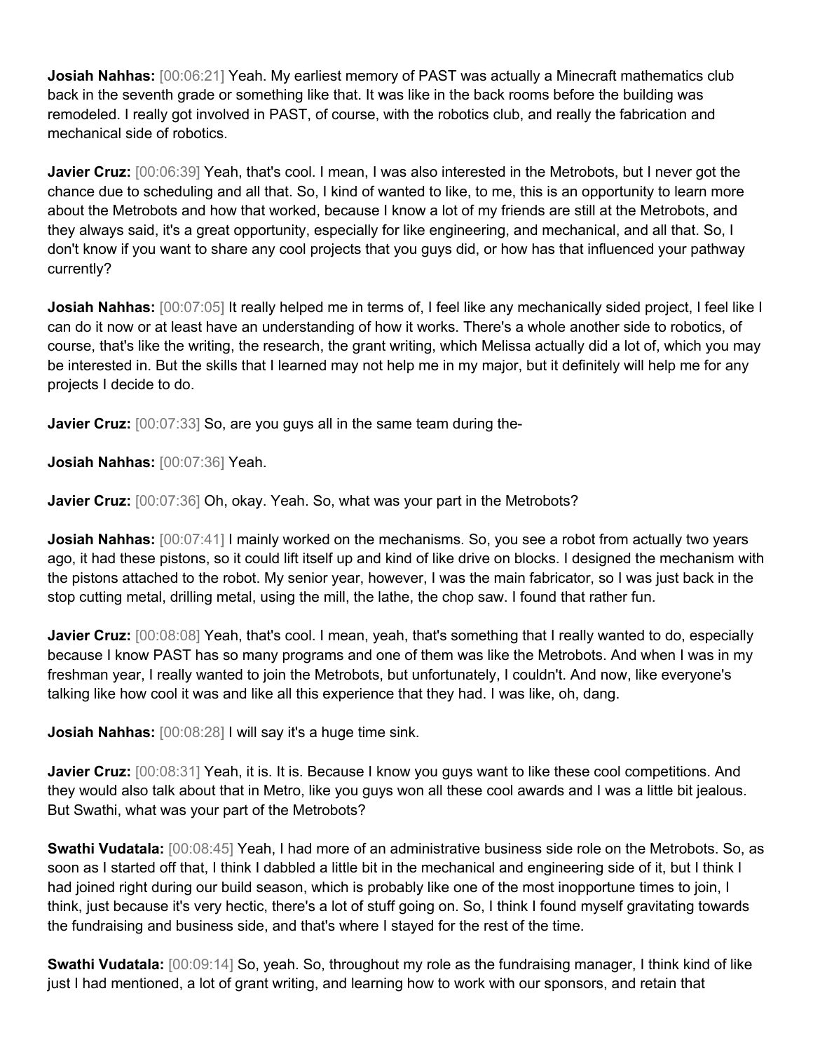**Josiah Nahhas:** [00:06:21] Yeah. My earliest memory of PAST was actually a Minecraft mathematics club back in the seventh grade or something like that. It was like in the back rooms before the building was remodeled. I really got involved in PAST, of course, with the robotics club, and really the fabrication and mechanical side of robotics.

**Javier Cruz:** [00:06:39] Yeah, that's cool. I mean, I was also interested in the Metrobots, but I never got the chance due to scheduling and all that. So, I kind of wanted to like, to me, this is an opportunity to learn more about the Metrobots and how that worked, because I know a lot of my friends are still at the Metrobots, and they always said, it's a great opportunity, especially for like engineering, and mechanical, and all that. So, I don't know if you want to share any cool projects that you guys did, or how has that influenced your pathway currently?

**Josiah Nahhas:** [00:07:05] It really helped me in terms of, I feel like any mechanically sided project, I feel like I can do it now or at least have an understanding of how it works. There's a whole another side to robotics, of course, that's like the writing, the research, the grant writing, which Melissa actually did a lot of, which you may be interested in. But the skills that I learned may not help me in my major, but it definitely will help me for any projects I decide to do.

**Javier Cruz:** [00:07:33] So, are you guys all in the same team during the-

**Josiah Nahhas:** [00:07:36] Yeah.

**Javier Cruz:** [00:07:36] Oh, okay. Yeah. So, what was your part in the Metrobots?

**Josiah Nahhas:** [00:07:41] I mainly worked on the mechanisms. So, you see a robot from actually two years ago, it had these pistons, so it could lift itself up and kind of like drive on blocks. I designed the mechanism with the pistons attached to the robot. My senior year, however, I was the main fabricator, so I was just back in the stop cutting metal, drilling metal, using the mill, the lathe, the chop saw. I found that rather fun.

**Javier Cruz:** [00:08:08] Yeah, that's cool. I mean, yeah, that's something that I really wanted to do, especially because I know PAST has so many programs and one of them was like the Metrobots. And when I was in my freshman year, I really wanted to join the Metrobots, but unfortunately, I couldn't. And now, like everyone's talking like how cool it was and like all this experience that they had. I was like, oh, dang.

**Josiah Nahhas:** [00:08:28] I will say it's a huge time sink.

**Javier Cruz:** [00:08:31] Yeah, it is. It is. Because I know you guys want to like these cool competitions. And they would also talk about that in Metro, like you guys won all these cool awards and I was a little bit jealous. But Swathi, what was your part of the Metrobots?

**Swathi Vudatala:** [00:08:45] Yeah, I had more of an administrative business side role on the Metrobots. So, as soon as I started off that, I think I dabbled a little bit in the mechanical and engineering side of it, but I think I had joined right during our build season, which is probably like one of the most inopportune times to join, I think, just because it's very hectic, there's a lot of stuff going on. So, I think I found myself gravitating towards the fundraising and business side, and that's where I stayed for the rest of the time.

**Swathi Vudatala:** [00:09:14] So, yeah. So, throughout my role as the fundraising manager, I think kind of like just I had mentioned, a lot of grant writing, and learning how to work with our sponsors, and retain that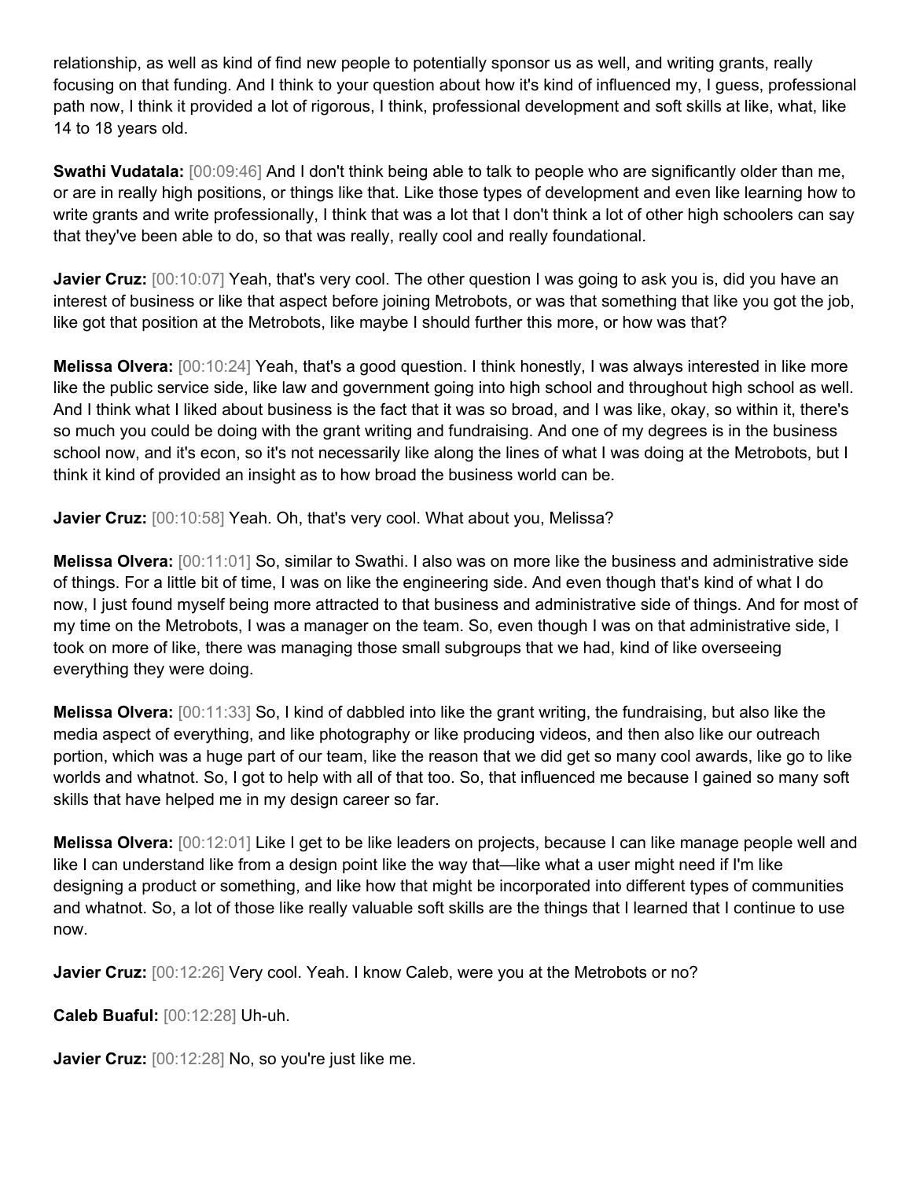relationship, as well as kind of find new people to potentially sponsor us as well, and writing grants, really focusing on that funding. And I think to your question about how it's kind of influenced my, I guess, professional path now, I think it provided a lot of rigorous, I think, professional development and soft skills at like, what, like 14 to 18 years old.

**Swathi Vudatala:** [00:09:46] And I don't think being able to talk to people who are significantly older than me, or are in really high positions, or things like that. Like those types of development and even like learning how to write grants and write professionally, I think that was a lot that I don't think a lot of other high schoolers can say that they've been able to do, so that was really, really cool and really foundational.

**Javier Cruz:** [00:10:07] Yeah, that's very cool. The other question I was going to ask you is, did you have an interest of business or like that aspect before joining Metrobots, or was that something that like you got the job, like got that position at the Metrobots, like maybe I should further this more, or how was that?

**Melissa Olvera:** [00:10:24] Yeah, that's a good question. I think honestly, I was always interested in like more like the public service side, like law and government going into high school and throughout high school as well. And I think what I liked about business is the fact that it was so broad, and I was like, okay, so within it, there's so much you could be doing with the grant writing and fundraising. And one of my degrees is in the business school now, and it's econ, so it's not necessarily like along the lines of what I was doing at the Metrobots, but I think it kind of provided an insight as to how broad the business world can be.

**Javier Cruz:** [00:10:58] Yeah. Oh, that's very cool. What about you, Melissa?

**Melissa Olvera:** [00:11:01] So, similar to Swathi. I also was on more like the business and administrative side of things. For a little bit of time, I was on like the engineering side. And even though that's kind of what I do now, I just found myself being more attracted to that business and administrative side of things. And for most of my time on the Metrobots, I was a manager on the team. So, even though I was on that administrative side, I took on more of like, there was managing those small subgroups that we had, kind of like overseeing everything they were doing.

**Melissa Olvera:** [00:11:33] So, I kind of dabbled into like the grant writing, the fundraising, but also like the media aspect of everything, and like photography or like producing videos, and then also like our outreach portion, which was a huge part of our team, like the reason that we did get so many cool awards, like go to like worlds and whatnot. So, I got to help with all of that too. So, that influenced me because I gained so many soft skills that have helped me in my design career so far.

**Melissa Olvera:** [00:12:01] Like I get to be like leaders on projects, because I can like manage people well and like I can understand like from a design point like the way that—like what a user might need if I'm like designing a product or something, and like how that might be incorporated into different types of communities and whatnot. So, a lot of those like really valuable soft skills are the things that I learned that I continue to use now.

**Javier Cruz:** [00:12:26] Very cool. Yeah. I know Caleb, were you at the Metrobots or no?

**Caleb Buaful:** [00:12:28] Uh-uh.

**Javier Cruz:** [00:12:28] No, so you're just like me.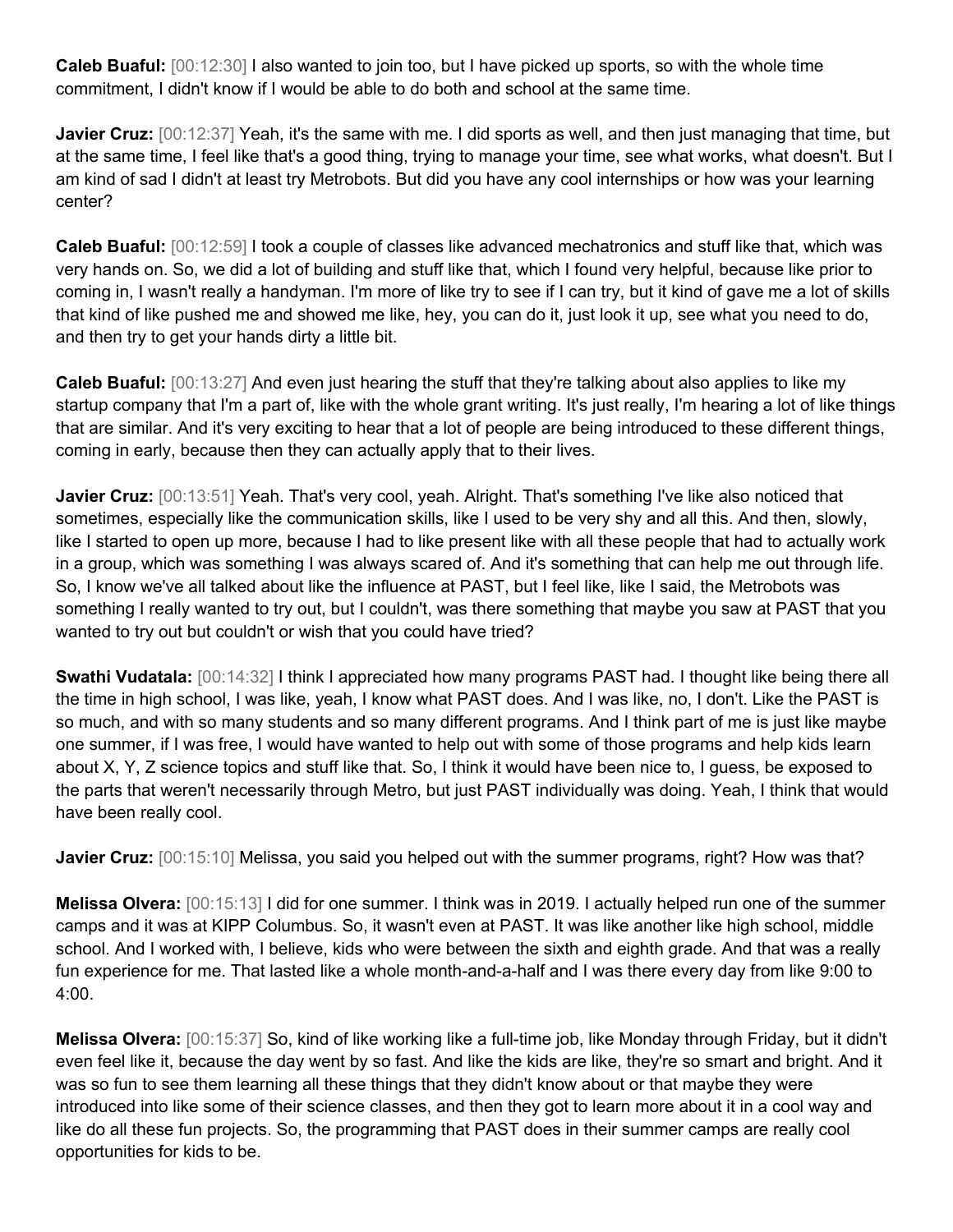**Caleb Buaful:** [00:12:30] I also wanted to join too, but I have picked up sports, so with the whole time commitment, I didn't know if I would be able to do both and school at the same time.

**Javier Cruz:** [00:12:37] Yeah, it's the same with me. I did sports as well, and then just managing that time, but at the same time, I feel like that's a good thing, trying to manage your time, see what works, what doesn't. But I am kind of sad I didn't at least try Metrobots. But did you have any cool internships or how was your learning center?

**Caleb Buaful:** [00:12:59] I took a couple of classes like advanced mechatronics and stuff like that, which was very hands on. So, we did a lot of building and stuff like that, which I found very helpful, because like prior to coming in, I wasn't really a handyman. I'm more of like try to see if I can try, but it kind of gave me a lot of skills that kind of like pushed me and showed me like, hey, you can do it, just look it up, see what you need to do, and then try to get your hands dirty a little bit.

**Caleb Buaful:** [00:13:27] And even just hearing the stuff that they're talking about also applies to like my startup company that I'm a part of, like with the whole grant writing. It's just really, I'm hearing a lot of like things that are similar. And it's very exciting to hear that a lot of people are being introduced to these different things, coming in early, because then they can actually apply that to their lives.

**Javier Cruz:** [00:13:51] Yeah. That's very cool, yeah. Alright. That's something I've like also noticed that sometimes, especially like the communication skills, like I used to be very shy and all this. And then, slowly, like I started to open up more, because I had to like present like with all these people that had to actually work in a group, which was something I was always scared of. And it's something that can help me out through life. So, I know we've all talked about like the influence at PAST, but I feel like, like I said, the Metrobots was something I really wanted to try out, but I couldn't, was there something that maybe you saw at PAST that you wanted to try out but couldn't or wish that you could have tried?

**Swathi Vudatala:** [00:14:32] I think I appreciated how many programs PAST had. I thought like being there all the time in high school, I was like, yeah, I know what PAST does. And I was like, no, I don't. Like the PAST is so much, and with so many students and so many different programs. And I think part of me is just like maybe one summer, if I was free, I would have wanted to help out with some of those programs and help kids learn about X, Y, Z science topics and stuff like that. So, I think it would have been nice to, I guess, be exposed to the parts that weren't necessarily through Metro, but just PAST individually was doing. Yeah, I think that would have been really cool.

**Javier Cruz:** [00:15:10] Melissa, you said you helped out with the summer programs, right? How was that?

**Melissa Olvera:** [00:15:13] I did for one summer. I think was in 2019. I actually helped run one of the summer camps and it was at KIPP Columbus. So, it wasn't even at PAST. It was like another like high school, middle school. And I worked with, I believe, kids who were between the sixth and eighth grade. And that was a really fun experience for me. That lasted like a whole month-and-a-half and I was there every day from like 9:00 to 4:00.

**Melissa Olvera:** [00:15:37] So, kind of like working like a full-time job, like Monday through Friday, but it didn't even feel like it, because the day went by so fast. And like the kids are like, they're so smart and bright. And it was so fun to see them learning all these things that they didn't know about or that maybe they were introduced into like some of their science classes, and then they got to learn more about it in a cool way and like do all these fun projects. So, the programming that PAST does in their summer camps are really cool opportunities for kids to be.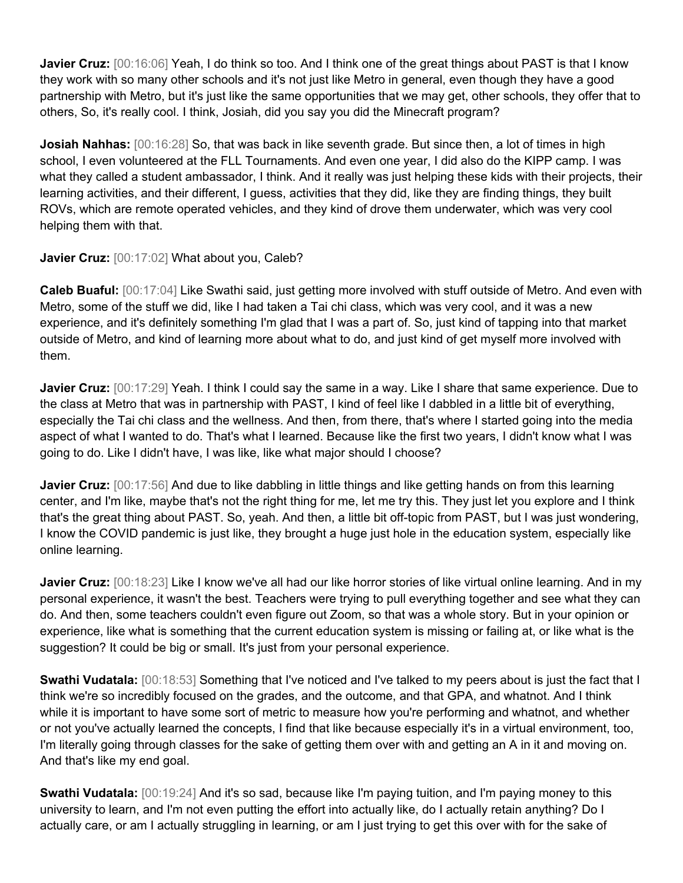**Javier Cruz:** [00:16:06] Yeah, I do think so too. And I think one of the great things about PAST is that I know they work with so many other schools and it's not just like Metro in general, even though they have a good partnership with Metro, but it's just like the same opportunities that we may get, other schools, they offer that to others, So, it's really cool. I think, Josiah, did you say you did the Minecraft program?

**Josiah Nahhas:** [00:16:28] So, that was back in like seventh grade. But since then, a lot of times in high school, I even volunteered at the FLL Tournaments. And even one year, I did also do the KIPP camp. I was what they called a student ambassador, I think. And it really was just helping these kids with their projects, their learning activities, and their different, I guess, activities that they did, like they are finding things, they built ROVs, which are remote operated vehicles, and they kind of drove them underwater, which was very cool helping them with that.

**Javier Cruz:** [00:17:02] What about you, Caleb?

**Caleb Buaful:** [00:17:04] Like Swathi said, just getting more involved with stuff outside of Metro. And even with Metro, some of the stuff we did, like I had taken a Tai chi class, which was very cool, and it was a new experience, and it's definitely something I'm glad that I was a part of. So, just kind of tapping into that market outside of Metro, and kind of learning more about what to do, and just kind of get myself more involved with them.

**Javier Cruz:** [00:17:29] Yeah. I think I could say the same in a way. Like I share that same experience. Due to the class at Metro that was in partnership with PAST, I kind of feel like I dabbled in a little bit of everything, especially the Tai chi class and the wellness. And then, from there, that's where I started going into the media aspect of what I wanted to do. That's what I learned. Because like the first two years, I didn't know what I was going to do. Like I didn't have, I was like, like what major should I choose?

**Javier Cruz:** [00:17:56] And due to like dabbling in little things and like getting hands on from this learning center, and I'm like, maybe that's not the right thing for me, let me try this. They just let you explore and I think that's the great thing about PAST. So, yeah. And then, a little bit off-topic from PAST, but I was just wondering, I know the COVID pandemic is just like, they brought a huge just hole in the education system, especially like online learning.

**Javier Cruz:** [00:18:23] Like I know we've all had our like horror stories of like virtual online learning. And in my personal experience, it wasn't the best. Teachers were trying to pull everything together and see what they can do. And then, some teachers couldn't even figure out Zoom, so that was a whole story. But in your opinion or experience, like what is something that the current education system is missing or failing at, or like what is the suggestion? It could be big or small. It's just from your personal experience.

**Swathi Vudatala:** [00:18:53] Something that I've noticed and I've talked to my peers about is just the fact that I think we're so incredibly focused on the grades, and the outcome, and that GPA, and whatnot. And I think while it is important to have some sort of metric to measure how you're performing and whatnot, and whether or not you've actually learned the concepts, I find that like because especially it's in a virtual environment, too, I'm literally going through classes for the sake of getting them over with and getting an A in it and moving on. And that's like my end goal.

**Swathi Vudatala:** [00:19:24] And it's so sad, because like I'm paying tuition, and I'm paying money to this university to learn, and I'm not even putting the effort into actually like, do I actually retain anything? Do I actually care, or am I actually struggling in learning, or am I just trying to get this over with for the sake of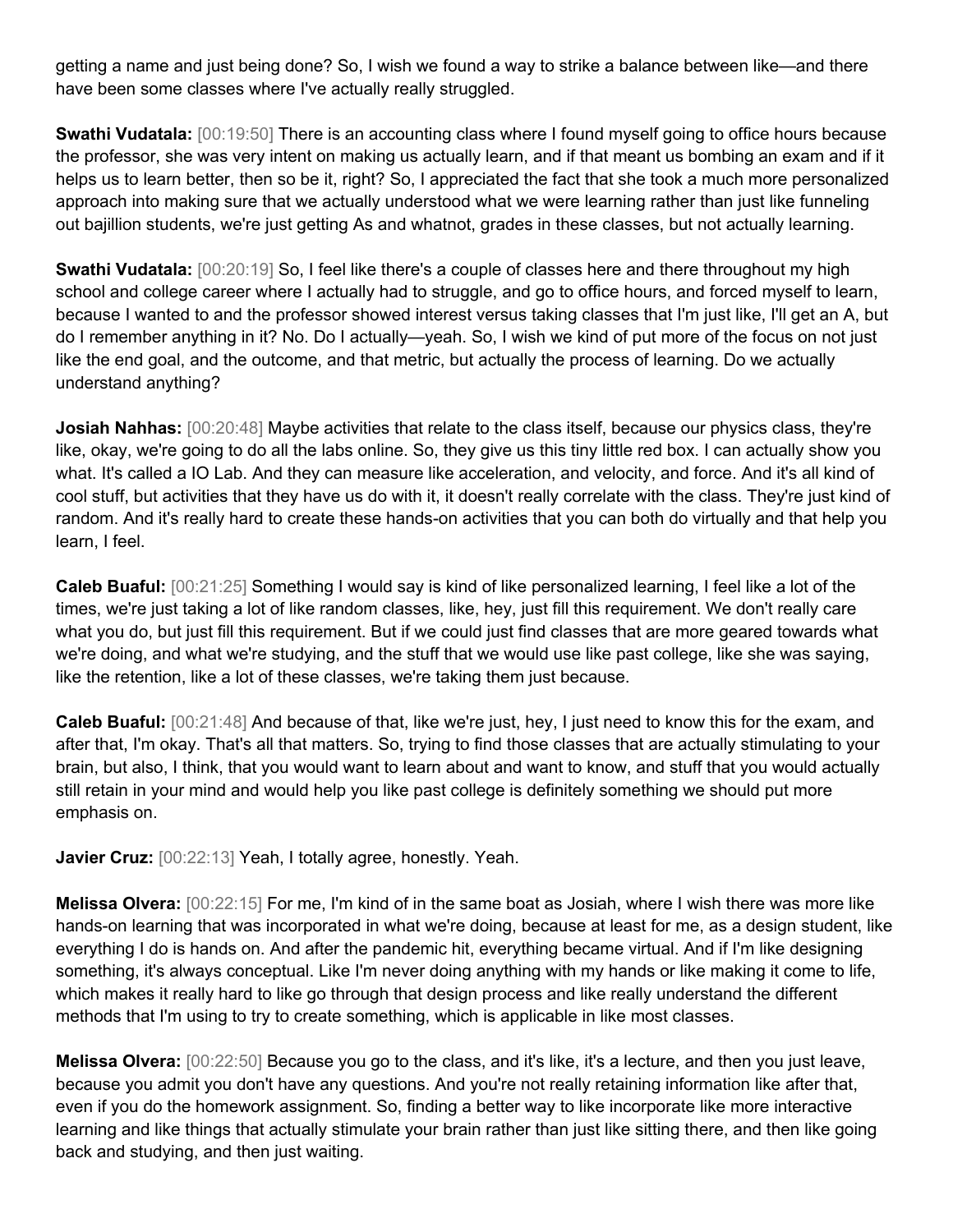getting a name and just being done? So, I wish we found a way to strike a balance between like—and there have been some classes where I've actually really struggled.

**Swathi Vudatala:** [00:19:50] There is an accounting class where I found myself going to office hours because the professor, she was very intent on making us actually learn, and if that meant us bombing an exam and if it helps us to learn better, then so be it, right? So, I appreciated the fact that she took a much more personalized approach into making sure that we actually understood what we were learning rather than just like funneling out bajillion students, we're just getting As and whatnot, grades in these classes, but not actually learning.

**Swathi Vudatala:** [00:20:19] So, I feel like there's a couple of classes here and there throughout my high school and college career where I actually had to struggle, and go to office hours, and forced myself to learn, because I wanted to and the professor showed interest versus taking classes that I'm just like, I'll get an A, but do I remember anything in it? No. Do I actually—yeah. So, I wish we kind of put more of the focus on not just like the end goal, and the outcome, and that metric, but actually the process of learning. Do we actually understand anything?

**Josiah Nahhas:** [00:20:48] Maybe activities that relate to the class itself, because our physics class, they're like, okay, we're going to do all the labs online. So, they give us this tiny little red box. I can actually show you what. It's called a IO Lab. And they can measure like acceleration, and velocity, and force. And it's all kind of cool stuff, but activities that they have us do with it, it doesn't really correlate with the class. They're just kind of random. And it's really hard to create these hands-on activities that you can both do virtually and that help you learn, I feel.

**Caleb Buaful:** [00:21:25] Something I would say is kind of like personalized learning, I feel like a lot of the times, we're just taking a lot of like random classes, like, hey, just fill this requirement. We don't really care what you do, but just fill this requirement. But if we could just find classes that are more geared towards what we're doing, and what we're studying, and the stuff that we would use like past college, like she was saying, like the retention, like a lot of these classes, we're taking them just because.

**Caleb Buaful:** [00:21:48] And because of that, like we're just, hey, I just need to know this for the exam, and after that, I'm okay. That's all that matters. So, trying to find those classes that are actually stimulating to your brain, but also, I think, that you would want to learn about and want to know, and stuff that you would actually still retain in your mind and would help you like past college is definitely something we should put more emphasis on.

**Javier Cruz:** [00:22:13] Yeah, I totally agree, honestly. Yeah.

**Melissa Olvera:** [00:22:15] For me, I'm kind of in the same boat as Josiah, where I wish there was more like hands-on learning that was incorporated in what we're doing, because at least for me, as a design student, like everything I do is hands on. And after the pandemic hit, everything became virtual. And if I'm like designing something, it's always conceptual. Like I'm never doing anything with my hands or like making it come to life, which makes it really hard to like go through that design process and like really understand the different methods that I'm using to try to create something, which is applicable in like most classes.

**Melissa Olvera:** [00:22:50] Because you go to the class, and it's like, it's a lecture, and then you just leave, because you admit you don't have any questions. And you're not really retaining information like after that, even if you do the homework assignment. So, finding a better way to like incorporate like more interactive learning and like things that actually stimulate your brain rather than just like sitting there, and then like going back and studying, and then just waiting.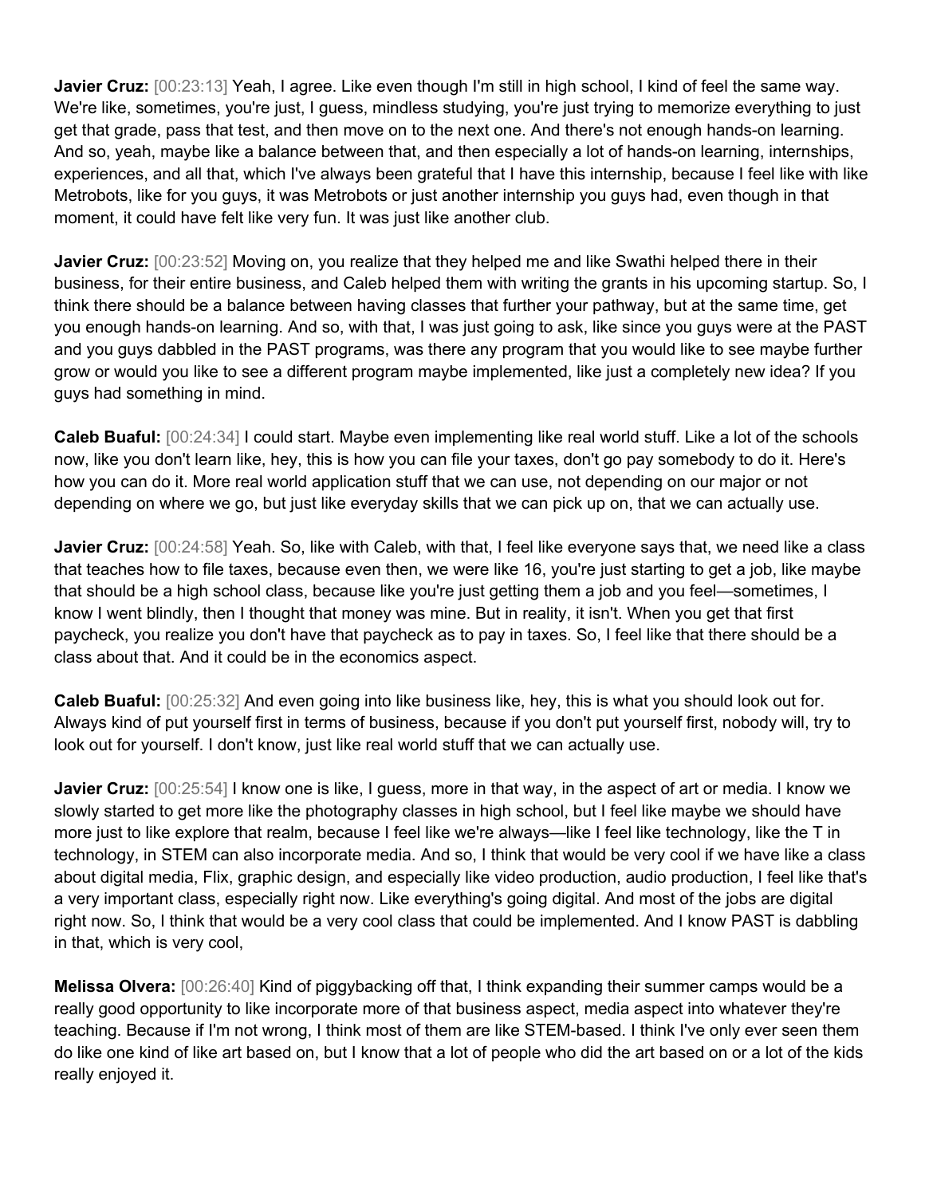**Javier Cruz:** [00:23:13] Yeah, I agree. Like even though I'm still in high school, I kind of feel the same way. We're like, sometimes, you're just, I guess, mindless studying, you're just trying to memorize everything to just get that grade, pass that test, and then move on to the next one. And there's not enough hands-on learning. And so, yeah, maybe like a balance between that, and then especially a lot of hands-on learning, internships, experiences, and all that, which I've always been grateful that I have this internship, because I feel like with like Metrobots, like for you guys, it was Metrobots or just another internship you guys had, even though in that moment, it could have felt like very fun. It was just like another club.

**Javier Cruz:** [00:23:52] Moving on, you realize that they helped me and like Swathi helped there in their business, for their entire business, and Caleb helped them with writing the grants in his upcoming startup. So, I think there should be a balance between having classes that further your pathway, but at the same time, get you enough hands-on learning. And so, with that, I was just going to ask, like since you guys were at the PAST and you guys dabbled in the PAST programs, was there any program that you would like to see maybe further grow or would you like to see a different program maybe implemented, like just a completely new idea? If you guys had something in mind.

**Caleb Buaful:** [00:24:34] I could start. Maybe even implementing like real world stuff. Like a lot of the schools now, like you don't learn like, hey, this is how you can file your taxes, don't go pay somebody to do it. Here's how you can do it. More real world application stuff that we can use, not depending on our major or not depending on where we go, but just like everyday skills that we can pick up on, that we can actually use.

**Javier Cruz:** [00:24:58] Yeah. So, like with Caleb, with that, I feel like everyone says that, we need like a class that teaches how to file taxes, because even then, we were like 16, you're just starting to get a job, like maybe that should be a high school class, because like you're just getting them a job and you feel—sometimes, I know I went blindly, then I thought that money was mine. But in reality, it isn't. When you get that first paycheck, you realize you don't have that paycheck as to pay in taxes. So, I feel like that there should be a class about that. And it could be in the economics aspect.

**Caleb Buaful:** [00:25:32] And even going into like business like, hey, this is what you should look out for. Always kind of put yourself first in terms of business, because if you don't put yourself first, nobody will, try to look out for yourself. I don't know, just like real world stuff that we can actually use.

**Javier Cruz:** [00:25:54] I know one is like, I guess, more in that way, in the aspect of art or media. I know we slowly started to get more like the photography classes in high school, but I feel like maybe we should have more just to like explore that realm, because I feel like we're always—like I feel like technology, like the T in technology, in STEM can also incorporate media. And so, I think that would be very cool if we have like a class about digital media, Flix, graphic design, and especially like video production, audio production, I feel like that's a very important class, especially right now. Like everything's going digital. And most of the jobs are digital right now. So, I think that would be a very cool class that could be implemented. And I know PAST is dabbling in that, which is very cool,

**Melissa Olvera:** [00:26:40] Kind of piggybacking off that, I think expanding their summer camps would be a really good opportunity to like incorporate more of that business aspect, media aspect into whatever they're teaching. Because if I'm not wrong, I think most of them are like STEM-based. I think I've only ever seen them do like one kind of like art based on, but I know that a lot of people who did the art based on or a lot of the kids really enjoyed it.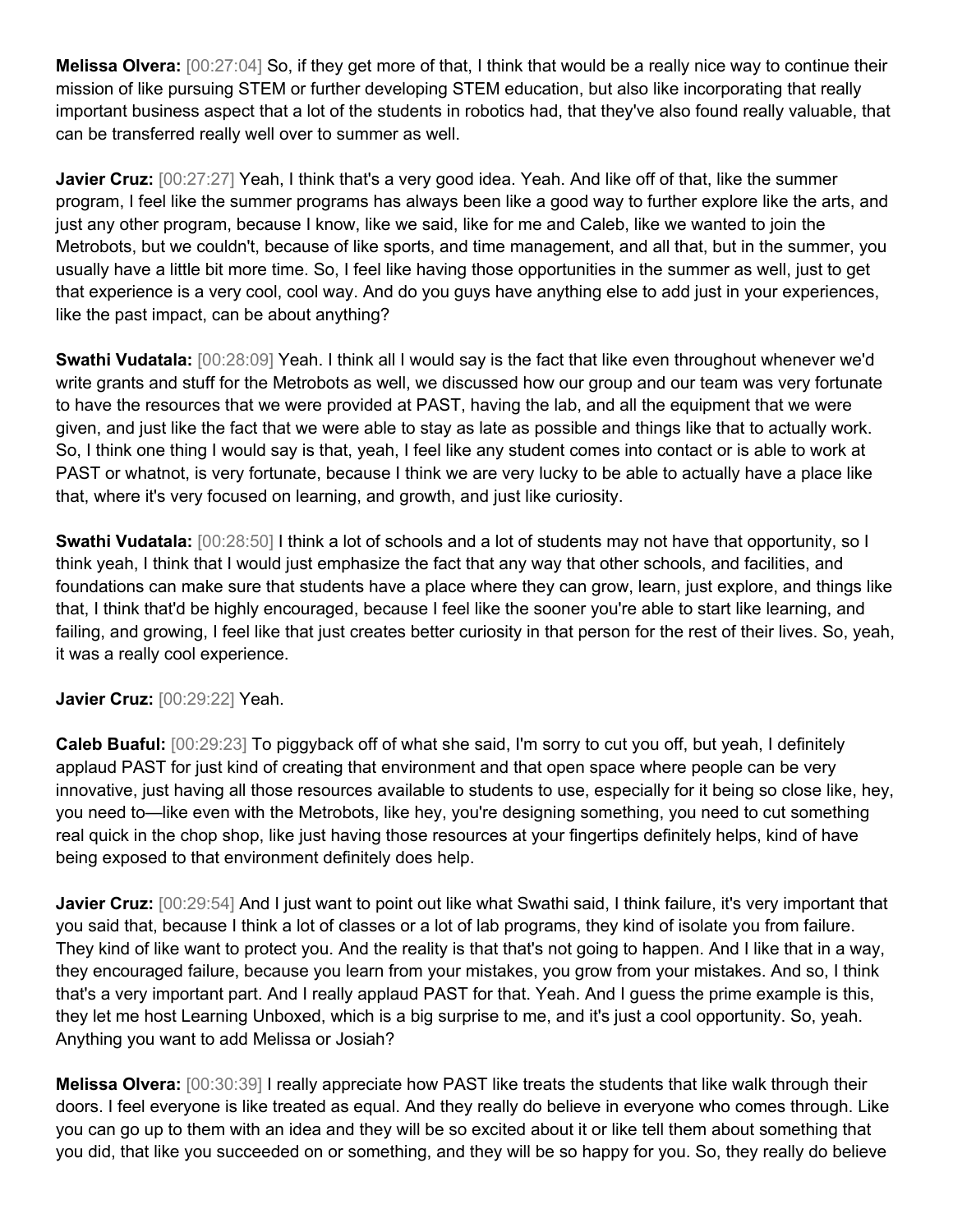**Melissa Olvera:** [00:27:04] So, if they get more of that, I think that would be a really nice way to continue their mission of like pursuing STEM or further developing STEM education, but also like incorporating that really important business aspect that a lot of the students in robotics had, that they've also found really valuable, that can be transferred really well over to summer as well.

**Javier Cruz:** [00:27:27] Yeah, I think that's a very good idea. Yeah. And like off of that, like the summer program, I feel like the summer programs has always been like a good way to further explore like the arts, and just any other program, because I know, like we said, like for me and Caleb, like we wanted to join the Metrobots, but we couldn't, because of like sports, and time management, and all that, but in the summer, you usually have a little bit more time. So, I feel like having those opportunities in the summer as well, just to get that experience is a very cool, cool way. And do you guys have anything else to add just in your experiences, like the past impact, can be about anything?

**Swathi Vudatala:** [00:28:09] Yeah. I think all I would say is the fact that like even throughout whenever we'd write grants and stuff for the Metrobots as well, we discussed how our group and our team was very fortunate to have the resources that we were provided at PAST, having the lab, and all the equipment that we were given, and just like the fact that we were able to stay as late as possible and things like that to actually work. So, I think one thing I would say is that, yeah, I feel like any student comes into contact or is able to work at PAST or whatnot, is very fortunate, because I think we are very lucky to be able to actually have a place like that, where it's very focused on learning, and growth, and just like curiosity.

**Swathi Vudatala:** [00:28:50] I think a lot of schools and a lot of students may not have that opportunity, so I think yeah, I think that I would just emphasize the fact that any way that other schools, and facilities, and foundations can make sure that students have a place where they can grow, learn, just explore, and things like that, I think that'd be highly encouraged, because I feel like the sooner you're able to start like learning, and failing, and growing, I feel like that just creates better curiosity in that person for the rest of their lives. So, yeah, it was a really cool experience.

**Javier Cruz:** [00:29:22] Yeah.

**Caleb Buaful:** [00:29:23] To piggyback off of what she said, I'm sorry to cut you off, but yeah, I definitely applaud PAST for just kind of creating that environment and that open space where people can be very innovative, just having all those resources available to students to use, especially for it being so close like, hey, you need to—like even with the Metrobots, like hey, you're designing something, you need to cut something real quick in the chop shop, like just having those resources at your fingertips definitely helps, kind of have being exposed to that environment definitely does help.

**Javier Cruz:** [00:29:54] And I just want to point out like what Swathi said, I think failure, it's very important that you said that, because I think a lot of classes or a lot of lab programs, they kind of isolate you from failure. They kind of like want to protect you. And the reality is that that's not going to happen. And I like that in a way, they encouraged failure, because you learn from your mistakes, you grow from your mistakes. And so, I think that's a very important part. And I really applaud PAST for that. Yeah. And I guess the prime example is this, they let me host Learning Unboxed, which is a big surprise to me, and it's just a cool opportunity. So, yeah. Anything you want to add Melissa or Josiah?

**Melissa Olvera:** [00:30:39] I really appreciate how PAST like treats the students that like walk through their doors. I feel everyone is like treated as equal. And they really do believe in everyone who comes through. Like you can go up to them with an idea and they will be so excited about it or like tell them about something that you did, that like you succeeded on or something, and they will be so happy for you. So, they really do believe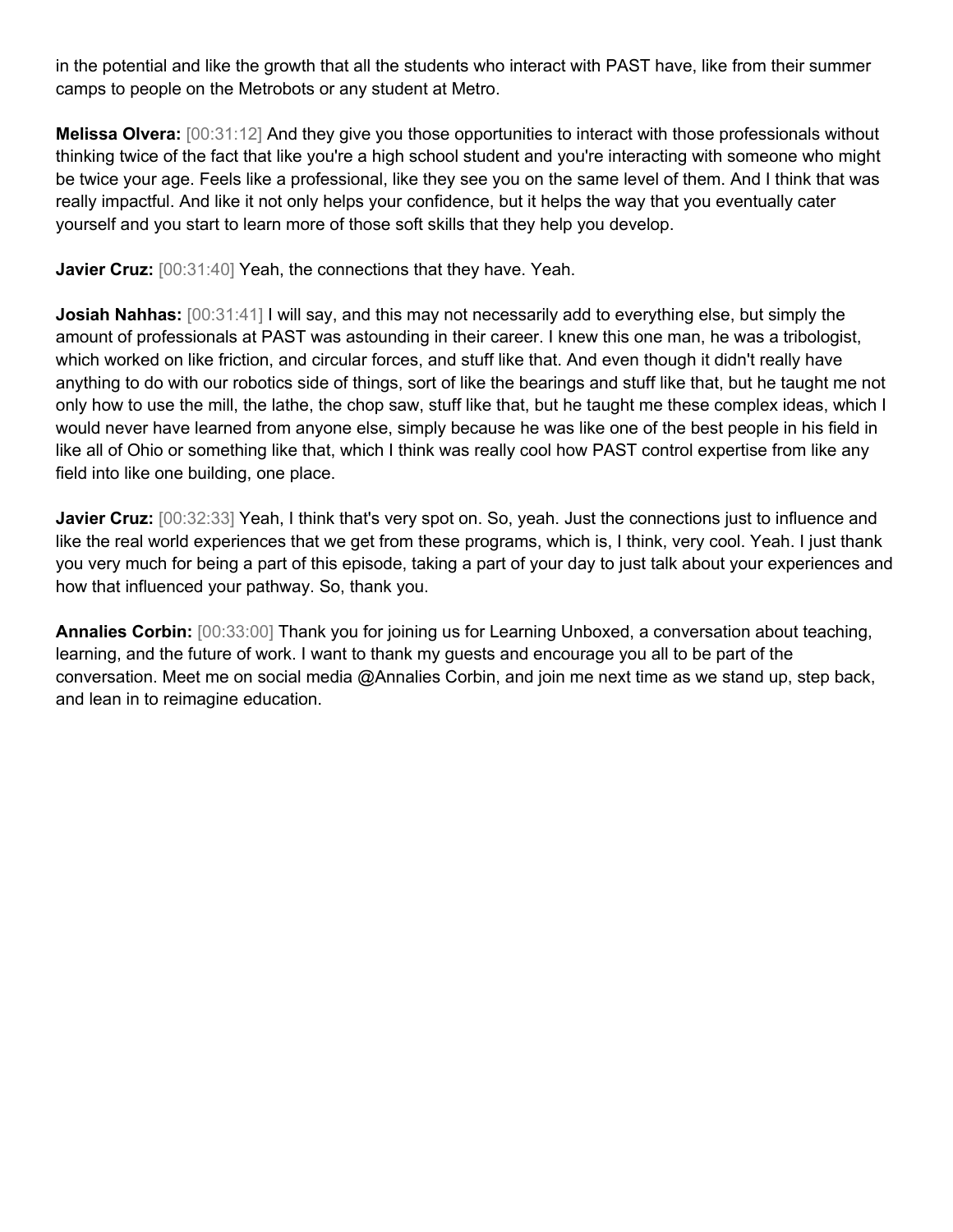in the potential and like the growth that all the students who interact with PAST have, like from their summer camps to people on the Metrobots or any student at Metro.

**Melissa Olvera:** [00:31:12] And they give you those opportunities to interact with those professionals without thinking twice of the fact that like you're a high school student and you're interacting with someone who might be twice your age. Feels like a professional, like they see you on the same level of them. And I think that was really impactful. And like it not only helps your confidence, but it helps the way that you eventually cater yourself and you start to learn more of those soft skills that they help you develop.

**Javier Cruz:** [00:31:40] Yeah, the connections that they have. Yeah.

**Josiah Nahhas:** [00:31:41] I will say, and this may not necessarily add to everything else, but simply the amount of professionals at PAST was astounding in their career. I knew this one man, he was a tribologist, which worked on like friction, and circular forces, and stuff like that. And even though it didn't really have anything to do with our robotics side of things, sort of like the bearings and stuff like that, but he taught me not only how to use the mill, the lathe, the chop saw, stuff like that, but he taught me these complex ideas, which I would never have learned from anyone else, simply because he was like one of the best people in his field in like all of Ohio or something like that, which I think was really cool how PAST control expertise from like any field into like one building, one place.

**Javier Cruz:** [00:32:33] Yeah, I think that's very spot on. So, yeah. Just the connections just to influence and like the real world experiences that we get from these programs, which is, I think, very cool. Yeah. I just thank you very much for being a part of this episode, taking a part of your day to just talk about your experiences and how that influenced your pathway. So, thank you.

**Annalies Corbin:** [00:33:00] Thank you for joining us for Learning Unboxed, a conversation about teaching, learning, and the future of work. I want to thank my guests and encourage you all to be part of the conversation. Meet me on social media @Annalies Corbin, and join me next time as we stand up, step back, and lean in to reimagine education.